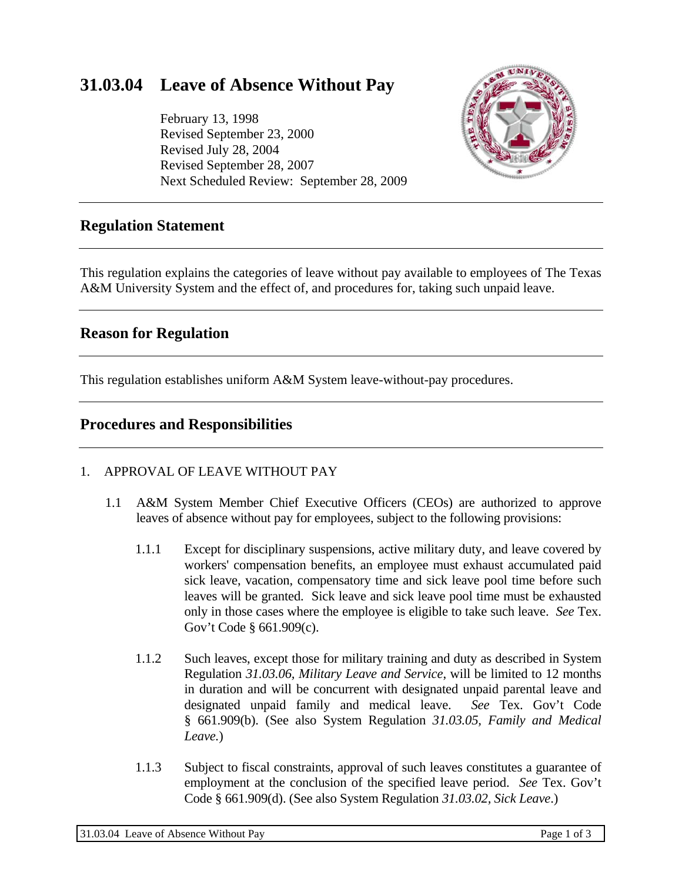# 31.03.04 Leave of Absence Without Pay

February 13, 1998
Revised September 23, 2000
Revised July 28, 2004
Revised September 28, 2007
Next Scheduled Review: September 28, 2009

## Regulation Statement

This regulation explains the categories of leave without pay available to employees of The Texas A&M University System and the effect of, and procedures for, taking such unpaid leave.

## Reason for Regulation

This regulation establishes uniform A&M System leave-without-pay procedures.

## Procedures and Responsibilities

1. APPROVAL OF LEAVE WITHOUT PAY

   1.1 A&M System Member Chief Executive Officers (CEOs) are authorized to approve leaves of absence without pay for employees, subject to the following provisions:

      1.1.1 Except for disciplinary suspensions, active military duty, and leave covered by workers' compensation benefits, an employee must exhaust accumulated paid sick leave, vacation, compensatory time and sick leave pool time before such leaves will be granted. Sick leave and sick leave pool time must be exhausted only in those cases where the employee is eligible to take such leave. *See* Tex. Gov't Code § 661.909(c).

      1.1.2 Such leaves, except those for military training and duty as described in System Regulation *31.03.06, Military Leave and Service*, will be limited to 12 months in duration and will be concurrent with designated unpaid parental leave and designated unpaid family and medical leave. *See* Tex. Gov't Code § 661.909(b). (See also System Regulation *31.03.05, Family and Medical Leave.*)

      1.1.3 Subject to fiscal constraints, approval of such leaves constitutes a guarantee of employment at the conclusion of the specified leave period. *See* Tex. Gov't Code § 661.909(d). (See also System Regulation *31.03.02, Sick Leave*.)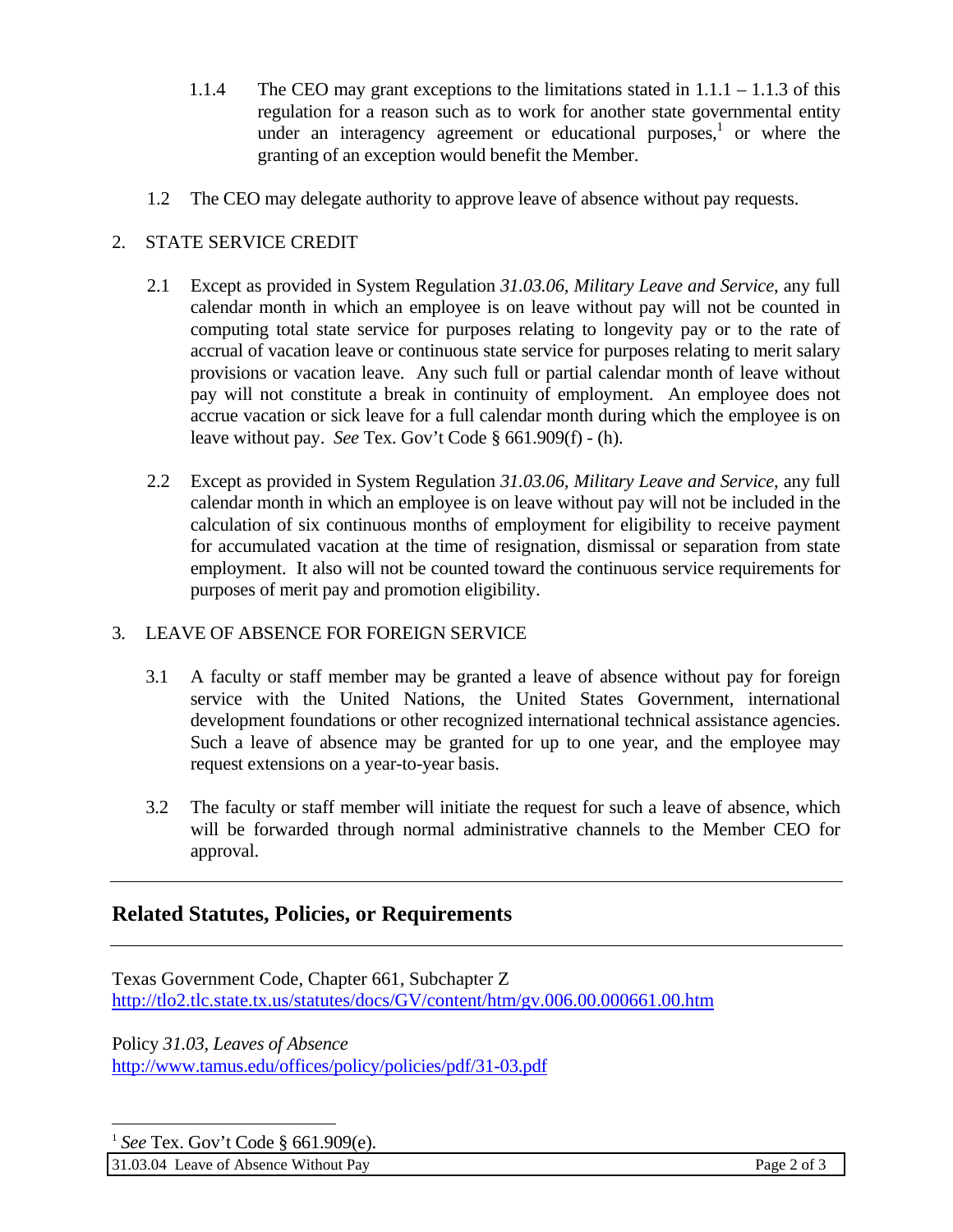1.1.4 The CEO may grant exceptions to the limitations stated in 1.1.1 – 1.1.3 of this regulation for a reason such as to work for another state governmental entity under an interagency agreement or educational purposes,[1] or where the granting of an exception would benefit the Member.

1.2 The CEO may delegate authority to approve leave of absence without pay requests.

2. STATE SERVICE CREDIT

2.1 Except as provided in System Regulation *31.03.06, Military Leave and Service*, any full calendar month in which an employee is on leave without pay will not be counted in computing total state service for purposes relating to longevity pay or to the rate of accrual of vacation leave or continuous state service for purposes relating to merit salary provisions or vacation leave. Any such full or partial calendar month of leave without pay will not constitute a break in continuity of employment. An employee does not accrue vacation or sick leave for a full calendar month during which the employee is on leave without pay. *See* Tex. Gov't Code § 661.909(f) - (h).

2.2 Except as provided in System Regulation *31.03.06, Military Leave and Service*, any full calendar month in which an employee is on leave without pay will not be included in the calculation of six continuous months of employment for eligibility to receive payment for accumulated vacation at the time of resignation, dismissal or separation from state employment. It also will not be counted toward the continuous service requirements for purposes of merit pay and promotion eligibility.

3. LEAVE OF ABSENCE FOR FOREIGN SERVICE

3.1 A faculty or staff member may be granted a leave of absence without pay for foreign service with the United Nations, the United States Government, international development foundations or other recognized international technical assistance agencies. Such a leave of absence may be granted for up to one year, and the employee may request extensions on a year-to-year basis.

3.2 The faculty or staff member will initiate the request for such a leave of absence, which will be forwarded through normal administrative channels to the Member CEO for approval.

## Related Statutes, Policies, or Requirements

Texas Government Code, Chapter 661, Subchapter Z
http://tlo2.tlc.state.tx.us/statutes/docs/GV/content/htm/gv.006.00.000661.00.htm

Policy *31.03, Leaves of Absence*
http://www.tamus.edu/offices/policy/policies/pdf/31-03.pdf

[1] *See* Tex. Gov't Code § 661.909(e).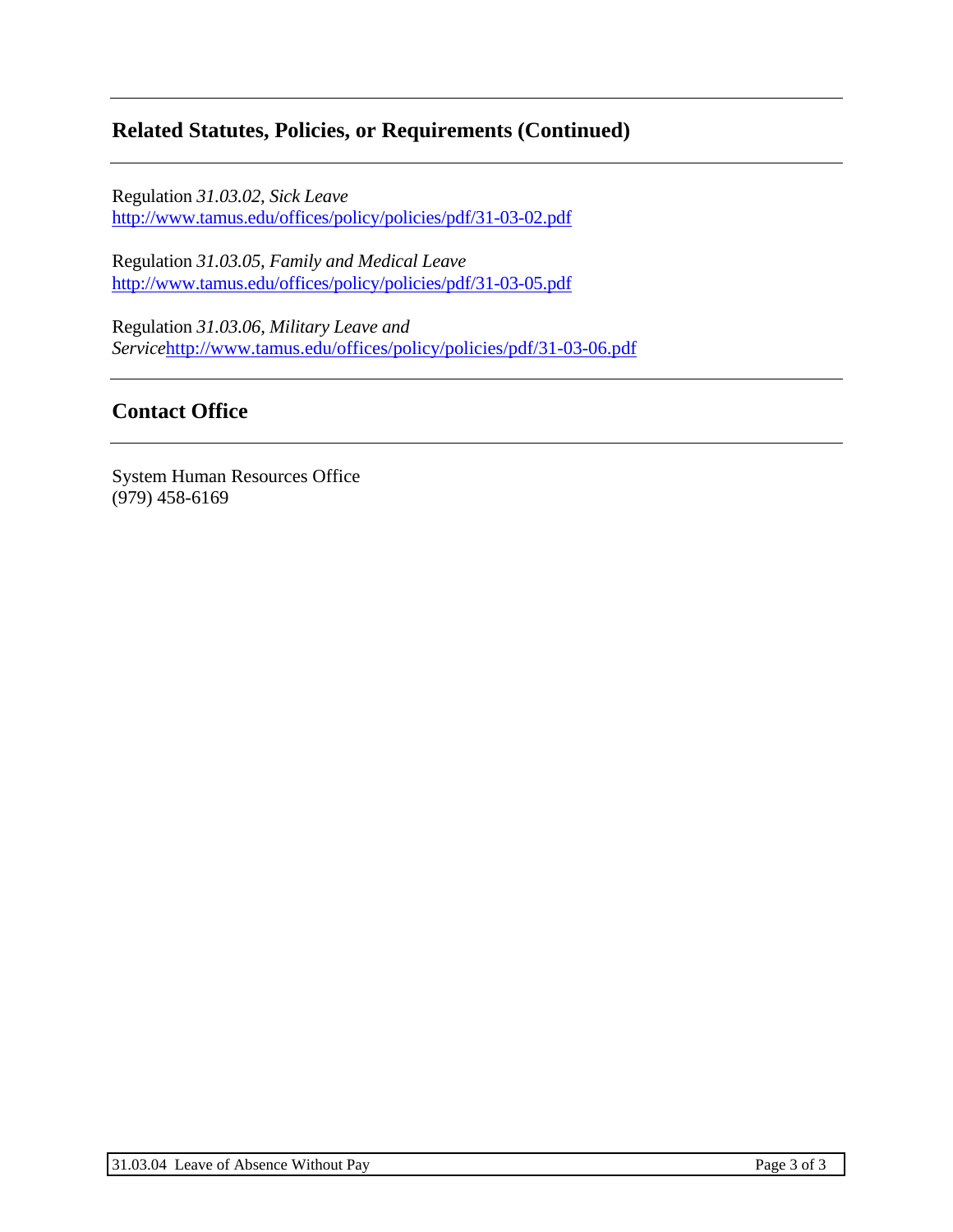## Related Statutes, Policies, or Requirements (Continued)

Regulation *31.03.02, Sick Leave*
http://www.tamus.edu/offices/policy/policies/pdf/31-03-02.pdf

Regulation *31.03.05, Family and Medical Leave*
http://www.tamus.edu/offices/policy/policies/pdf/31-03-05.pdf

Regulation *31.03.06, Military Leave and Service*http://www.tamus.edu/offices/policy/policies/pdf/31-03-06.pdf

## Contact Office

System Human Resources Office
(979) 458-6169